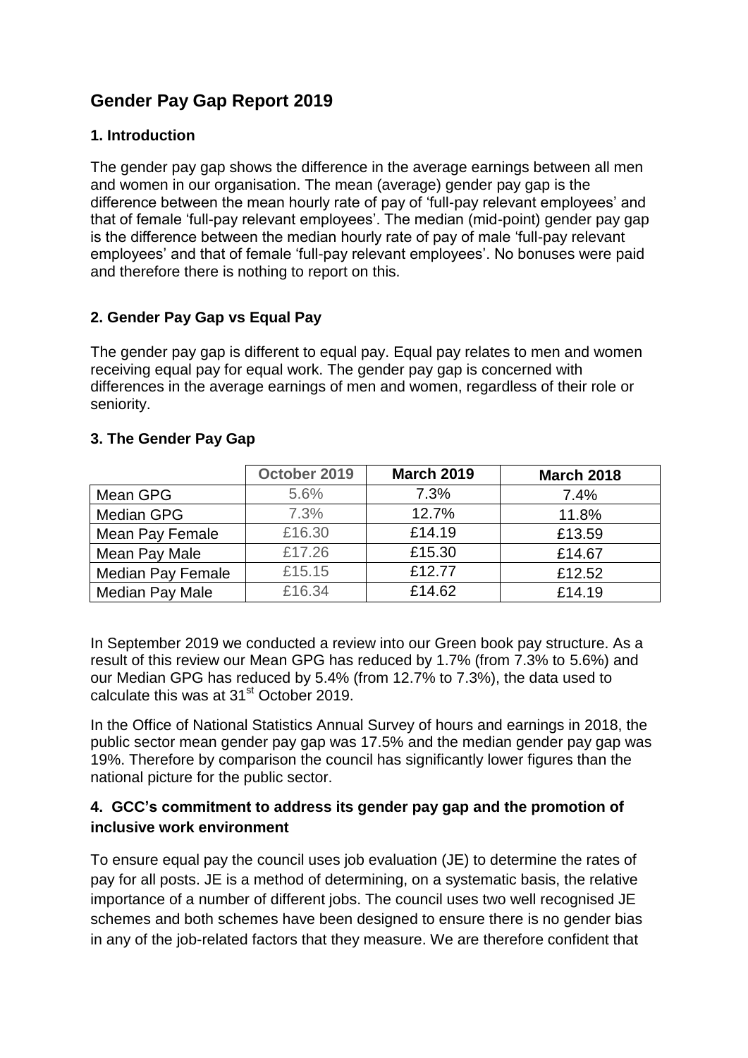# Gender Pay Gap Report 2019

## 1. Introduction

The gender pay gap shows the difference in the average earnings between all men and women in our organisation. The mean (average) gender pay gap is the difference between the mean hourly rate of pay of 'full-pay relevant employees' and that of female 'full-pay relevant employees'. The median (mid-point) gender pay gap is the difference between the median hourly rate of pay of male 'full-pay relevant employees' and that of female 'full-pay relevant employees'. No bonuses were paid and therefore there is nothing to report on this.

## 2. Gender Pay Gap vs Equal Pay

The gender pay gap is different to equal pay. Equal pay relates to men and women receiving equal pay for equal work. The gender pay gap is concerned with differences in the average earnings of men and women, regardless of their role or seniority.

## 3. The Gender Pay Gap

| | October 2019 | March 2019 | March 2018 |
|---|---|---|---|
| Mean GPG | 5.6% | 7.3% | 7.4% |
| Median GPG | 7.3% | 12.7% | 11.8% |
| Mean Pay Female | £16.30 | £14.19 | £13.59 |
| Mean Pay Male | £17.26 | £15.30 | £14.67 |
| Median Pay Female | £15.15 | £12.77 | £12.52 |
| Median Pay Male | £16.34 | £14.62 | £14.19 |

In September 2019 we conducted a review into our Green book pay structure. As a result of this review our Mean GPG has reduced by 1.7% (from 7.3% to 5.6%) and our Median GPG has reduced by 5.4% (from 12.7% to 7.3%), the data used to calculate this was at 31st October 2019.

In the Office of National Statistics Annual Survey of hours and earnings in 2018, the public sector mean gender pay gap was 17.5% and the median gender pay gap was 19%. Therefore by comparison the council has significantly lower figures than the national picture for the public sector.

## 4. GCC's commitment to address its gender pay gap and the promotion of inclusive work environment

To ensure equal pay the council uses job evaluation (JE) to determine the rates of pay for all posts. JE is a method of determining, on a systematic basis, the relative importance of a number of different jobs. The council uses two well recognised JE schemes and both schemes have been designed to ensure there is no gender bias in any of the job-related factors that they measure. We are therefore confident that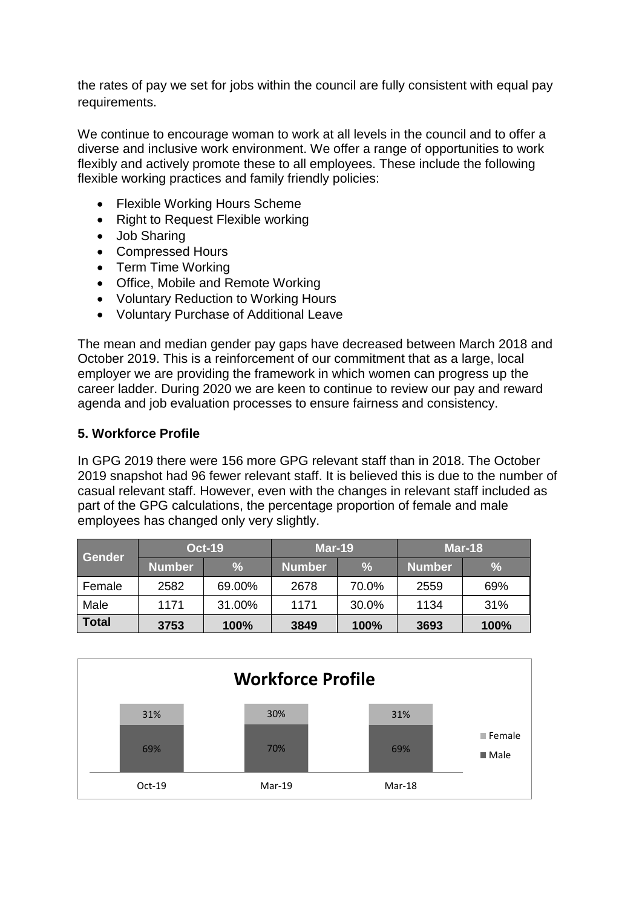the rates of pay we set for jobs within the council are fully consistent with equal pay requirements.

We continue to encourage woman to work at all levels in the council and to offer a diverse and inclusive work environment. We offer a range of opportunities to work flexibly and actively promote these to all employees. These include the following flexible working practices and family friendly policies:

- Flexible Working Hours Scheme
- Right to Request Flexible working
- Job Sharing
- Compressed Hours
- Term Time Working
- Office, Mobile and Remote Working
- Voluntary Reduction to Working Hours
- Voluntary Purchase of Additional Leave

The mean and median gender pay gaps have decreased between March 2018 and October 2019. This is a reinforcement of our commitment that as a large, local employer we are providing the framework in which women can progress up the career ladder. During 2020 we are keen to continue to review our pay and reward agenda and job evaluation processes to ensure fairness and consistency.

**5. Workforce Profile**

In GPG 2019 there were 156 more GPG relevant staff than in 2018. The October 2019 snapshot had 96 fewer relevant staff. It is believed this is due to the number of casual relevant staff. However, even with the changes in relevant staff included as part of the GPG calculations, the percentage proportion of female and male employees has changed only very slightly.

| Gender | Oct-19 | | Mar-19 | | Mar-18 | |
|---|---|---|---|---|---|---|
| | Number | % | Number | % | Number | % |
| Female | 2582 | 69.00% | 2678 | 70.0% | 2559 | 69% |
| Male | 1171 | 31.00% | 1171 | 30.0% | 1134 | 31% |
| **Total** | **3753** | **100%** | **3849** | **100%** | **3693** | **100%** |

**Workforce Profile**

| | Oct-19 | Mar-19 | Mar-18 |
|---|---|---|---|
| Female | 31% | 30% | 31% |
| Male | 69% | 70% | 69% |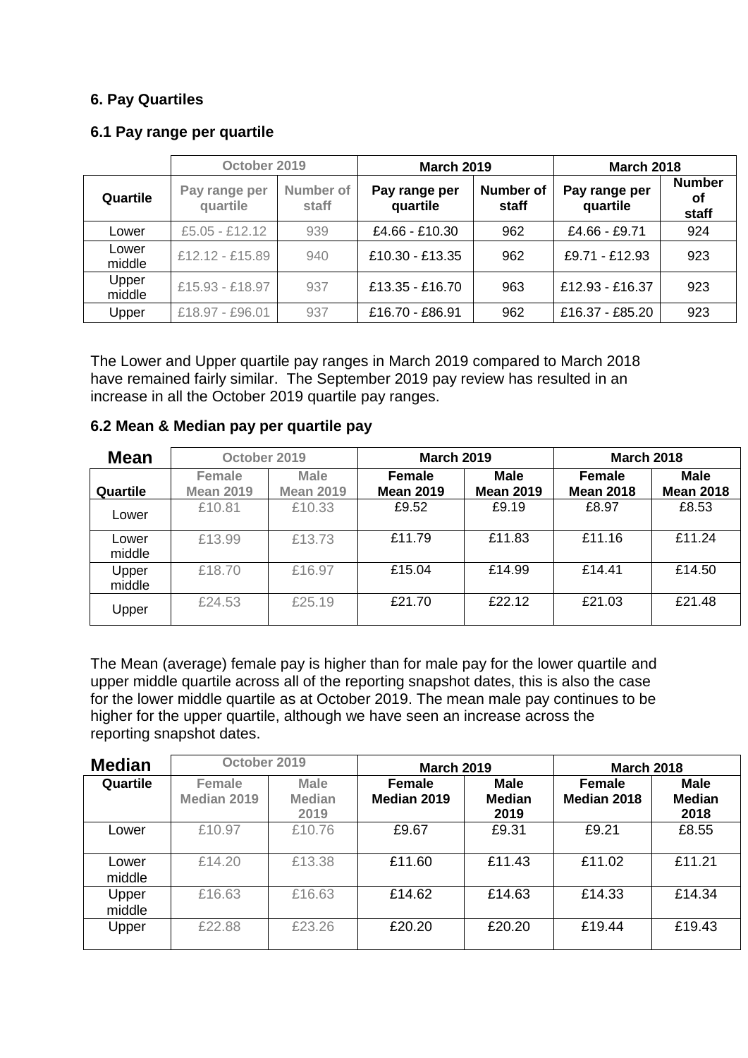### 6. Pay Quartiles

#### 6.1 Pay range per quartile

| | October 2019 | | March 2019 | | March 2018 | |
|---|---|---|---|---|---|---|
| Quartile | Pay range per quartile | Number of staff | Pay range per quartile | Number of staff | Pay range per quartile | Number of staff |
| Lower | £5.05 - £12.12 | 939 | £4.66 - £10.30 | 962 | £4.66 - £9.71 | 924 |
| Lower middle | £12.12 - £15.89 | 940 | £10.30 - £13.35 | 962 | £9.71 - £12.93 | 923 |
| Upper middle | £15.93 - £18.97 | 937 | £13.35 - £16.70 | 963 | £12.93 - £16.37 | 923 |
| Upper | £18.97 - £96.01 | 937 | £16.70 - £86.91 | 962 | £16.37 - £85.20 | 923 |

The Lower and Upper quartile pay ranges in March 2019 compared to March 2018 have remained fairly similar. The September 2019 pay review has resulted in an increase in all the October 2019 quartile pay ranges.

#### 6.2 Mean & Median pay per quartile pay

| **Mean** | October 2019 | | March 2019 | | March 2018 | |
|---|---|---|---|---|---|---|
| Quartile | Female Mean 2019 | Male Mean 2019 | Female Mean 2019 | Male Mean 2019 | Female Mean 2018 | Male Mean 2018 |
| Lower | £10.81 | £10.33 | £9.52 | £9.19 | £8.97 | £8.53 |
| Lower middle | £13.99 | £13.73 | £11.79 | £11.83 | £11.16 | £11.24 |
| Upper middle | £18.70 | £16.97 | £15.04 | £14.99 | £14.41 | £14.50 |
| Upper | £24.53 | £25.19 | £21.70 | £22.12 | £21.03 | £21.48 |

The Mean (average) female pay is higher than for male pay for the lower quartile and upper middle quartile across all of the reporting snapshot dates, this is also the case for the lower middle quartile as at October 2019. The mean male pay continues to be higher for the upper quartile, although we have seen an increase across the reporting snapshot dates.

| **Median** | October 2019 | | March 2019 | | March 2018 | |
|---|---|---|---|---|---|---|
| Quartile | Female Median 2019 | Male Median 2019 | Female Median 2019 | Male Median 2019 | Female Median 2018 | Male Median 2018 |
| Lower | £10.97 | £10.76 | £9.67 | £9.31 | £9.21 | £8.55 |
| Lower middle | £14.20 | £13.38 | £11.60 | £11.43 | £11.02 | £11.21 |
| Upper middle | £16.63 | £16.63 | £14.62 | £14.63 | £14.33 | £14.34 |
| Upper | £22.88 | £23.26 | £20.20 | £20.20 | £19.44 | £19.43 |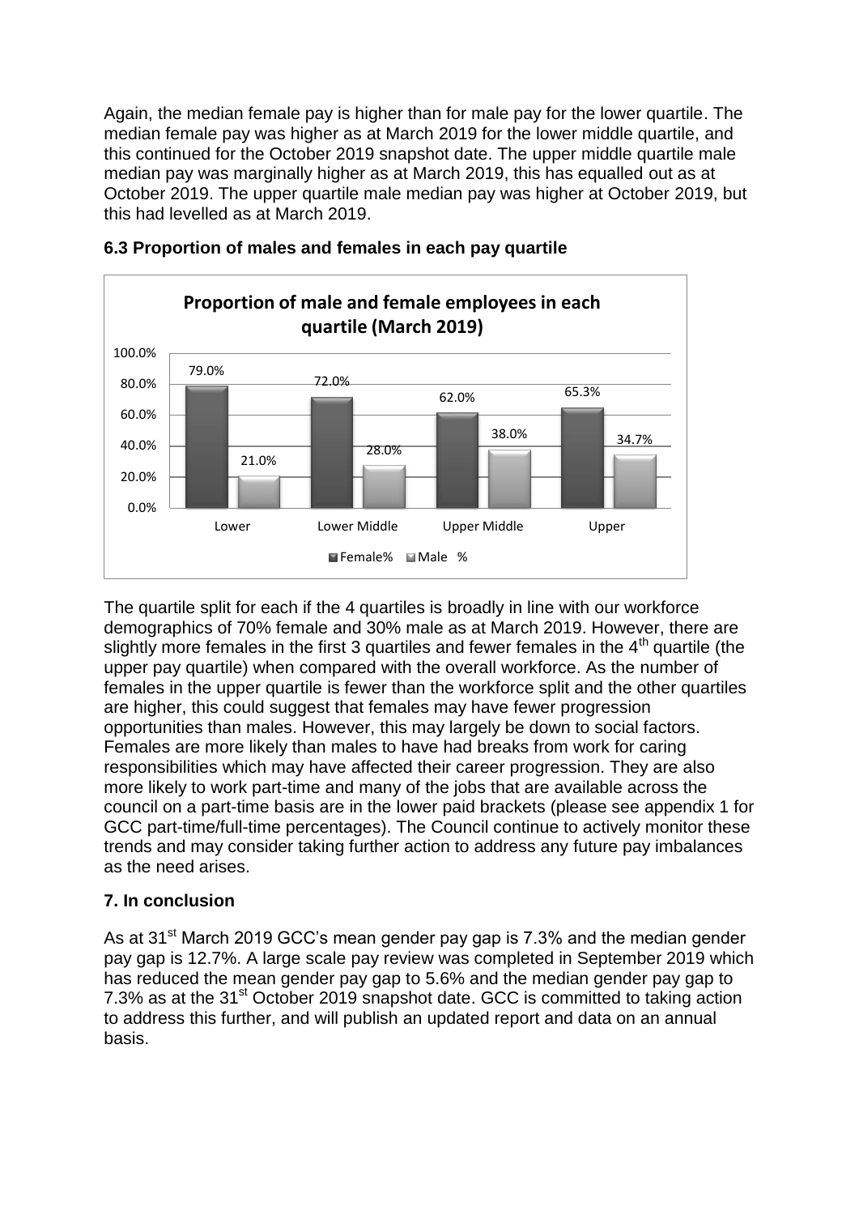Again, the median female pay is higher than for male pay for the lower quartile. The median female pay was higher as at March 2019 for the lower middle quartile, and this continued for the October 2019 snapshot date. The upper middle quartile male median pay was marginally higher as at March 2019, this has equalled out as at October 2019. The upper quartile male median pay was higher at October 2019, but this had levelled as at March 2019.

### 6.3 Proportion of males and females in each pay quartile

**Proportion of male and female employees in each quartile (March 2019)**

| Quartile | Female% | Male % |
|---|---|---|
| Lower | 79.0% | 21.0% |
| Lower Middle | 72.0% | 28.0% |
| Upper Middle | 62.0% | 38.0% |
| Upper | 65.3% | 34.7% |

The quartile split for each if the 4 quartiles is broadly in line with our workforce demographics of 70% female and 30% male as at March 2019. However, there are slightly more females in the first 3 quartiles and fewer females in the 4th quartile (the upper pay quartile) when compared with the overall workforce. As the number of females in the upper quartile is fewer than the workforce split and the other quartiles are higher, this could suggest that females may have fewer progression opportunities than males. However, this may largely be down to social factors. Females are more likely than males to have had breaks from work for caring responsibilities which may have affected their career progression. They are also more likely to work part-time and many of the jobs that are available across the council on a part-time basis are in the lower paid brackets (please see appendix 1 for GCC part-time/full-time percentages). The Council continue to actively monitor these trends and may consider taking further action to address any future pay imbalances as the need arises.

## 7. In conclusion

As at 31st March 2019 GCC's mean gender pay gap is 7.3% and the median gender pay gap is 12.7%. A large scale pay review was completed in September 2019 which has reduced the mean gender pay gap to 5.6% and the median gender pay gap to 7.3% as at the 31st October 2019 snapshot date. GCC is committed to taking action to address this further, and will publish an updated report and data on an annual basis.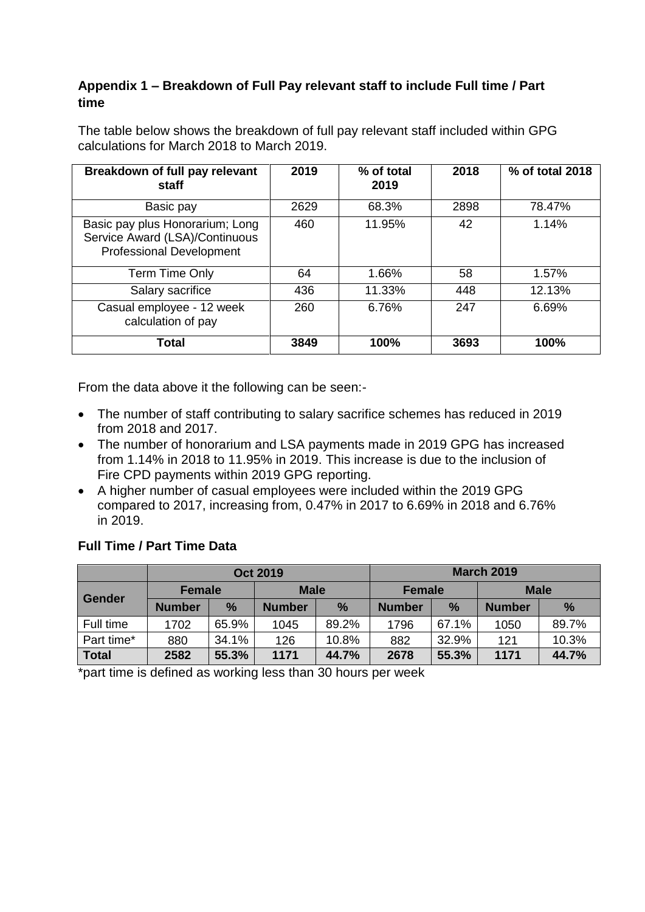### Appendix 1 – Breakdown of Full Pay relevant staff to include Full time / Part time

The table below shows the breakdown of full pay relevant staff included within GPG calculations for March 2018 to March 2019.

| Breakdown of full pay relevant staff | 2019 | % of total 2019 | 2018 | % of total 2018 |
|---|---|---|---|---|
| Basic pay | 2629 | 68.3% | 2898 | 78.47% |
| Basic pay plus Honorarium; Long Service Award (LSA)/Continuous Professional Development | 460 | 11.95% | 42 | 1.14% |
| Term Time Only | 64 | 1.66% | 58 | 1.57% |
| Salary sacrifice | 436 | 11.33% | 448 | 12.13% |
| Casual employee - 12 week calculation of pay | 260 | 6.76% | 247 | 6.69% |
| **Total** | **3849** | **100%** | **3693** | **100%** |

From the data above it the following can be seen:-

- The number of staff contributing to salary sacrifice schemes has reduced in 2019 from 2018 and 2017.
- The number of honorarium and LSA payments made in 2019 GPG has increased from 1.14% in 2018 to 11.95% in 2019. This increase is due to the inclusion of Fire CPD payments within 2019 GPG reporting.
- A higher number of casual employees were included within the 2019 GPG compared to 2017, increasing from, 0.47% in 2017 to 6.69% in 2018 and 6.76% in 2019.

### Full Time / Part Time Data

| Gender | Oct 2019 | | | | March 2019 | | | |
|---|---|---|---|---|---|---|---|---|
| | Female | | Male | | Female | | Male | |
| | Number | % | Number | % | Number | % | Number | % |
| Full time | 1702 | 65.9% | 1045 | 89.2% | 1796 | 67.1% | 1050 | 89.7% |
| Part time* | 880 | 34.1% | 126 | 10.8% | 882 | 32.9% | 121 | 10.3% |
| **Total** | **2582** | **55.3%** | **1171** | **44.7%** | **2678** | **55.3%** | **1171** | **44.7%** |

*part time is defined as working less than 30 hours per week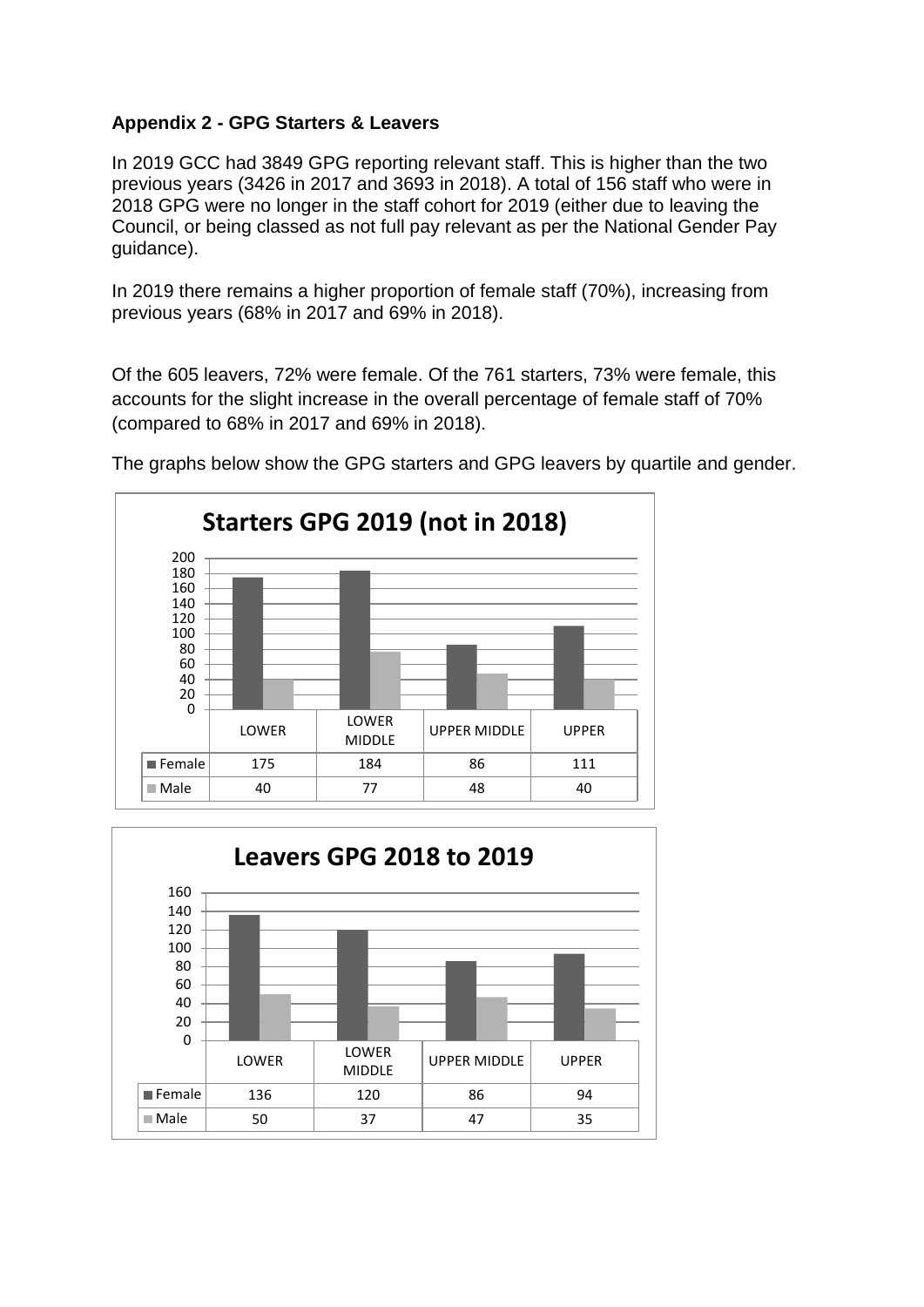**Appendix 2 - GPG Starters & Leavers**

In 2019 GCC had 3849 GPG reporting relevant staff. This is higher than the two previous years (3426 in 2017 and 3693 in 2018). A total of 156 staff who were in 2018 GPG were no longer in the staff cohort for 2019 (either due to leaving the Council, or being classed as not full pay relevant as per the National Gender Pay guidance).

In 2019 there remains a higher proportion of female staff (70%), increasing from previous years (68% in 2017 and 69% in 2018).

Of the 605 leavers, 72% were female. Of the 761 starters, 73% were female, this accounts for the slight increase in the overall percentage of female staff of 70% (compared to 68% in 2017 and 69% in 2018).

The graphs below show the GPG starters and GPG leavers by quartile and gender.

**Starters GPG 2019 (not in 2018)**

200
180
160
140
120
100
80
60
40
20
0

LOWER
LOWER MIDDLE
UPPER MIDDLE
UPPER

Female 175 184 86 111
Male 40 77 48 40

**Leavers GPG 2018 to 2019**

160
140
120
100
80
60
40
20
0

LOWER
LOWER MIDDLE
UPPER MIDDLE
UPPER

Female 136 120 86 94
Male 50 37 47 35